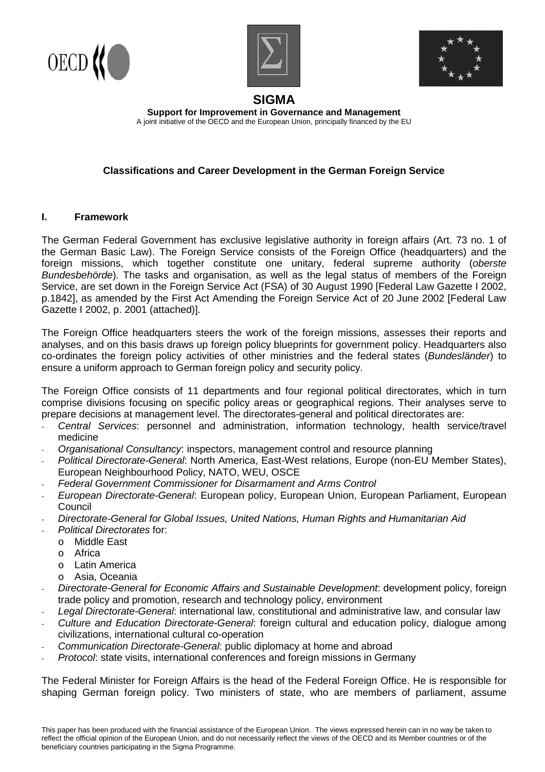**SIGMA**

**Support for Improvement in Governance and Management**

A joint initiative of the OECD and the European Union, principally financed by the EU

# Classifications and Career Development in the German Foreign Service

## I. Framework

The German Federal Government has exclusive legislative authority in foreign affairs (Art. 73 no. 1 of the German Basic Law). The Foreign Service consists of the Foreign Office (headquarters) and the foreign missions, which together constitute one unitary, federal supreme authority (*oberste Bundesbehörde*). The tasks and organisation, as well as the legal status of members of the Foreign Service, are set down in the Foreign Service Act (FSA) of 30 August 1990 [Federal Law Gazette I 2002, p.1842], as amended by the First Act Amending the Foreign Service Act of 20 June 2002 [Federal Law Gazette I 2002, p. 2001 (attached)].

The Foreign Office headquarters steers the work of the foreign missions, assesses their reports and analyses, and on this basis draws up foreign policy blueprints for government policy. Headquarters also co-ordinates the foreign policy activities of other ministries and the federal states (*Bundesländer*) to ensure a uniform approach to German foreign policy and security policy.

The Foreign Office consists of 11 departments and four regional political directorates, which in turn comprise divisions focusing on specific policy areas or geographical regions. Their analyses serve to prepare decisions at management level. The directorates-general and political directorates are:

- *Central Services*: personnel and administration, information technology, health service/travel medicine
- *Organisational Consultancy*: inspectors, management control and resource planning
- *Political Directorate-General*: North America, East-West relations, Europe (non-EU Member States), European Neighbourhood Policy, NATO, WEU, OSCE
- *Federal Government Commissioner for Disarmament and Arms Control*
- *European Directorate-General*: European policy, European Union, European Parliament, European Council
- *Directorate-General for Global Issues, United Nations, Human Rights and Humanitarian Aid*
- *Political Directorates* for:
  - Middle East
  - Africa
  - Latin America
  - Asia, Oceania
- *Directorate-General for Economic Affairs and Sustainable Development*: development policy, foreign trade policy and promotion, research and technology policy, environment
- *Legal Directorate-General*: international law, constitutional and administrative law, and consular law
- *Culture and Education Directorate-General*: foreign cultural and education policy, dialogue among civilizations, international cultural co-operation
- *Communication Directorate-General*: public diplomacy at home and abroad
- *Protocol*: state visits, international conferences and foreign missions in Germany

The Federal Minister for Foreign Affairs is the head of the Federal Foreign Office. He is responsible for shaping German foreign policy. Two ministers of state, who are members of parliament, assume

This paper has been produced with the financial assistance of the European Union. The views expressed herein can in no way be taken to reflect the official opinion of the European Union, and do not necessarily reflect the views of the OECD and its Member countries or of the beneficiary countries participating in the Sigma Programme.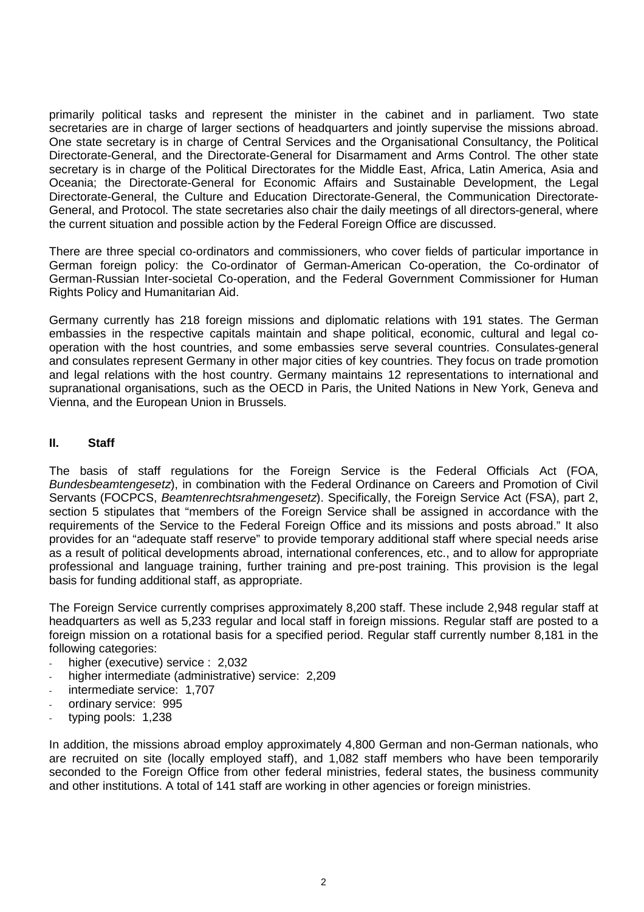primarily political tasks and represent the minister in the cabinet and in parliament. Two state secretaries are in charge of larger sections of headquarters and jointly supervise the missions abroad. One state secretary is in charge of Central Services and the Organisational Consultancy, the Political Directorate-General, and the Directorate-General for Disarmament and Arms Control. The other state secretary is in charge of the Political Directorates for the Middle East, Africa, Latin America, Asia and Oceania; the Directorate-General for Economic Affairs and Sustainable Development, the Legal Directorate-General, the Culture and Education Directorate-General, the Communication Directorate-General, and Protocol. The state secretaries also chair the daily meetings of all directors-general, where the current situation and possible action by the Federal Foreign Office are discussed.

There are three special co-ordinators and commissioners, who cover fields of particular importance in German foreign policy: the Co-ordinator of German-American Co-operation, the Co-ordinator of German-Russian Inter-societal Co-operation, and the Federal Government Commissioner for Human Rights Policy and Humanitarian Aid.

Germany currently has 218 foreign missions and diplomatic relations with 191 states. The German embassies in the respective capitals maintain and shape political, economic, cultural and legal co-operation with the host countries, and some embassies serve several countries. Consulates-general and consulates represent Germany in other major cities of key countries. They focus on trade promotion and legal relations with the host country. Germany maintains 12 representations to international and supranational organisations, such as the OECD in Paris, the United Nations in New York, Geneva and Vienna, and the European Union in Brussels.

## II. Staff

The basis of staff regulations for the Foreign Service is the Federal Officials Act (FOA, *Bundesbeamtengesetz*), in combination with the Federal Ordinance on Careers and Promotion of Civil Servants (FOCPCS, *Beamtenrechtsrahmengesetz*). Specifically, the Foreign Service Act (FSA), part 2, section 5 stipulates that "members of the Foreign Service shall be assigned in accordance with the requirements of the Service to the Federal Foreign Office and its missions and posts abroad." It also provides for an "adequate staff reserve" to provide temporary additional staff where special needs arise as a result of political developments abroad, international conferences, etc., and to allow for appropriate professional and language training, further training and pre-post training. This provision is the legal basis for funding additional staff, as appropriate.

The Foreign Service currently comprises approximately 8,200 staff. These include 2,948 regular staff at headquarters as well as 5,233 regular and local staff in foreign missions. Regular staff are posted to a foreign mission on a rotational basis for a specified period. Regular staff currently number 8,181 in the following categories:

- higher (executive) service : 2,032
- higher intermediate (administrative) service: 2,209
- intermediate service: 1,707
- ordinary service: 995
- typing pools: 1,238

In addition, the missions abroad employ approximately 4,800 German and non-German nationals, who are recruited on site (locally employed staff), and 1,082 staff members who have been temporarily seconded to the Foreign Office from other federal ministries, federal states, the business community and other institutions. A total of 141 staff are working in other agencies or foreign ministries.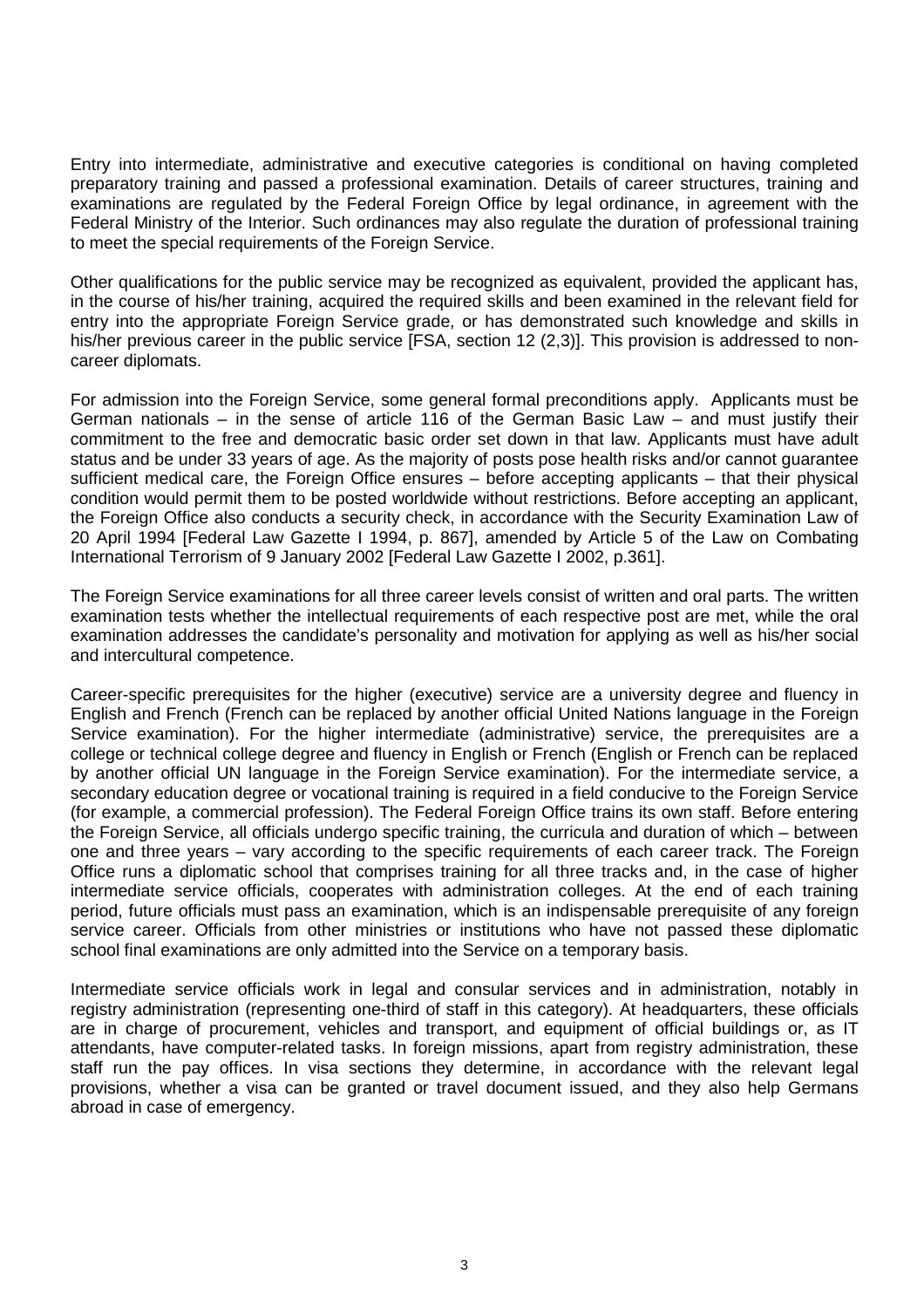Entry into intermediate, administrative and executive categories is conditional on having completed preparatory training and passed a professional examination. Details of career structures, training and examinations are regulated by the Federal Foreign Office by legal ordinance, in agreement with the Federal Ministry of the Interior. Such ordinances may also regulate the duration of professional training to meet the special requirements of the Foreign Service.

Other qualifications for the public service may be recognized as equivalent, provided the applicant has, in the course of his/her training, acquired the required skills and been examined in the relevant field for entry into the appropriate Foreign Service grade, or has demonstrated such knowledge and skills in his/her previous career in the public service [FSA, section 12 (2,3)]. This provision is addressed to non-career diplomats.

For admission into the Foreign Service, some general formal preconditions apply. Applicants must be German nationals – in the sense of article 116 of the German Basic Law – and must justify their commitment to the free and democratic basic order set down in that law. Applicants must have adult status and be under 33 years of age. As the majority of posts pose health risks and/or cannot guarantee sufficient medical care, the Foreign Office ensures – before accepting applicants – that their physical condition would permit them to be posted worldwide without restrictions. Before accepting an applicant, the Foreign Office also conducts a security check, in accordance with the Security Examination Law of 20 April 1994 [Federal Law Gazette I 1994, p. 867], amended by Article 5 of the Law on Combating International Terrorism of 9 January 2002 [Federal Law Gazette I 2002, p.361].

The Foreign Service examinations for all three career levels consist of written and oral parts. The written examination tests whether the intellectual requirements of each respective post are met, while the oral examination addresses the candidate's personality and motivation for applying as well as his/her social and intercultural competence.

Career-specific prerequisites for the higher (executive) service are a university degree and fluency in English and French (French can be replaced by another official United Nations language in the Foreign Service examination). For the higher intermediate (administrative) service, the prerequisites are a college or technical college degree and fluency in English or French (English or French can be replaced by another official UN language in the Foreign Service examination). For the intermediate service, a secondary education degree or vocational training is required in a field conducive to the Foreign Service (for example, a commercial profession). The Federal Foreign Office trains its own staff. Before entering the Foreign Service, all officials undergo specific training, the curricula and duration of which – between one and three years – vary according to the specific requirements of each career track. The Foreign Office runs a diplomatic school that comprises training for all three tracks and, in the case of higher intermediate service officials, cooperates with administration colleges. At the end of each training period, future officials must pass an examination, which is an indispensable prerequisite of any foreign service career. Officials from other ministries or institutions who have not passed these diplomatic school final examinations are only admitted into the Service on a temporary basis.

Intermediate service officials work in legal and consular services and in administration, notably in registry administration (representing one-third of staff in this category). At headquarters, these officials are in charge of procurement, vehicles and transport, and equipment of official buildings or, as IT attendants, have computer-related tasks. In foreign missions, apart from registry administration, these staff run the pay offices. In visa sections they determine, in accordance with the relevant legal provisions, whether a visa can be granted or travel document issued, and they also help Germans abroad in case of emergency.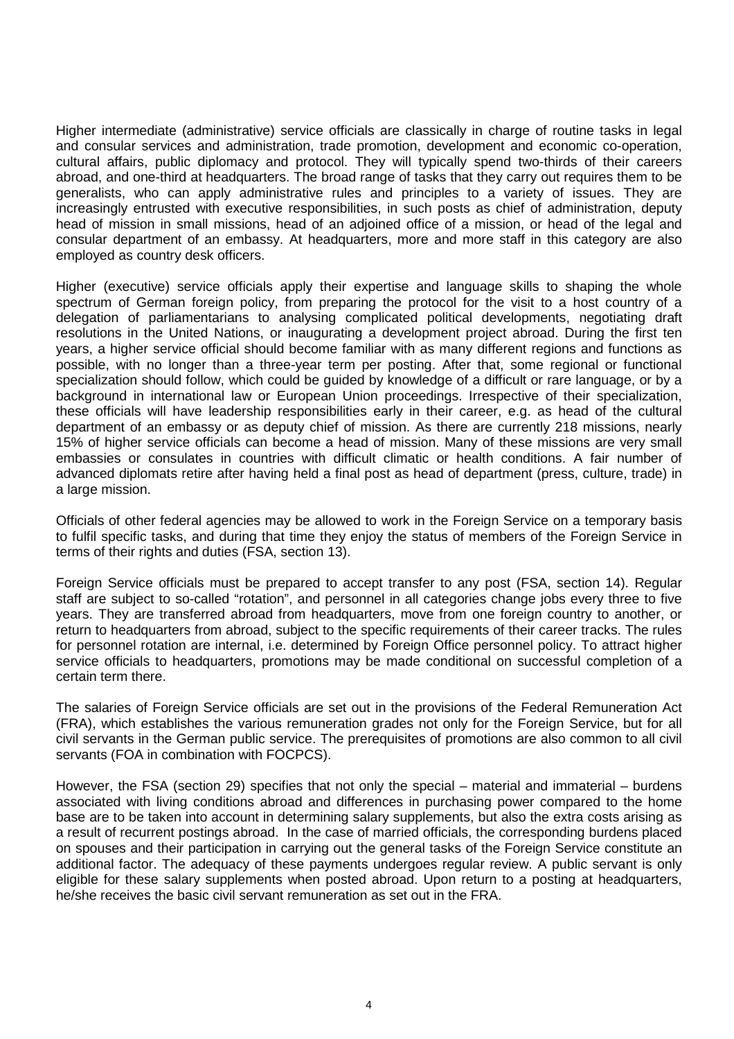Higher intermediate (administrative) service officials are classically in charge of routine tasks in legal and consular services and administration, trade promotion, development and economic co-operation, cultural affairs, public diplomacy and protocol. They will typically spend two-thirds of their careers abroad, and one-third at headquarters. The broad range of tasks that they carry out requires them to be generalists, who can apply administrative rules and principles to a variety of issues. They are increasingly entrusted with executive responsibilities, in such posts as chief of administration, deputy head of mission in small missions, head of an adjoined office of a mission, or head of the legal and consular department of an embassy. At headquarters, more and more staff in this category are also employed as country desk officers.

Higher (executive) service officials apply their expertise and language skills to shaping the whole spectrum of German foreign policy, from preparing the protocol for the visit to a host country of a delegation of parliamentarians to analysing complicated political developments, negotiating draft resolutions in the United Nations, or inaugurating a development project abroad. During the first ten years, a higher service official should become familiar with as many different regions and functions as possible, with no longer than a three-year term per posting. After that, some regional or functional specialization should follow, which could be guided by knowledge of a difficult or rare language, or by a background in international law or European Union proceedings. Irrespective of their specialization, these officials will have leadership responsibilities early in their career, e.g. as head of the cultural department of an embassy or as deputy chief of mission. As there are currently 218 missions, nearly 15% of higher service officials can become a head of mission. Many of these missions are very small embassies or consulates in countries with difficult climatic or health conditions. A fair number of advanced diplomats retire after having held a final post as head of department (press, culture, trade) in a large mission.

Officials of other federal agencies may be allowed to work in the Foreign Service on a temporary basis to fulfil specific tasks, and during that time they enjoy the status of members of the Foreign Service in terms of their rights and duties (FSA, section 13).

Foreign Service officials must be prepared to accept transfer to any post (FSA, section 14). Regular staff are subject to so-called "rotation", and personnel in all categories change jobs every three to five years. They are transferred abroad from headquarters, move from one foreign country to another, or return to headquarters from abroad, subject to the specific requirements of their career tracks. The rules for personnel rotation are internal, i.e. determined by Foreign Office personnel policy. To attract higher service officials to headquarters, promotions may be made conditional on successful completion of a certain term there.

The salaries of Foreign Service officials are set out in the provisions of the Federal Remuneration Act (FRA), which establishes the various remuneration grades not only for the Foreign Service, but for all civil servants in the German public service. The prerequisites of promotions are also common to all civil servants (FOA in combination with FOCPCS).

However, the FSA (section 29) specifies that not only the special – material and immaterial – burdens associated with living conditions abroad and differences in purchasing power compared to the home base are to be taken into account in determining salary supplements, but also the extra costs arising as a result of recurrent postings abroad. In the case of married officials, the corresponding burdens placed on spouses and their participation in carrying out the general tasks of the Foreign Service constitute an additional factor. The adequacy of these payments undergoes regular review. A public servant is only eligible for these salary supplements when posted abroad. Upon return to a posting at headquarters, he/she receives the basic civil servant remuneration as set out in the FRA.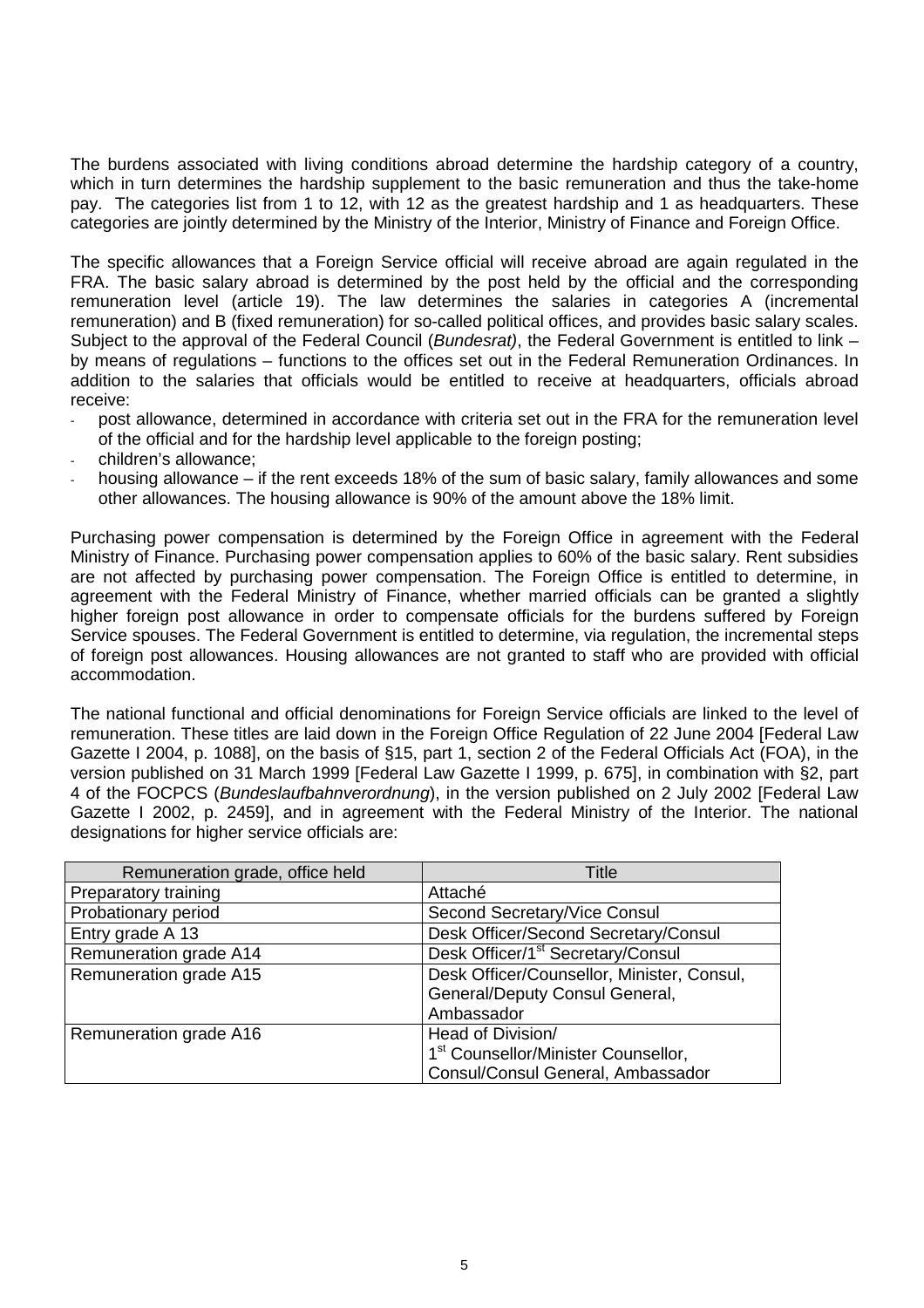The burdens associated with living conditions abroad determine the hardship category of a country, which in turn determines the hardship supplement to the basic remuneration and thus the take-home pay. The categories list from 1 to 12, with 12 as the greatest hardship and 1 as headquarters. These categories are jointly determined by the Ministry of the Interior, Ministry of Finance and Foreign Office.

The specific allowances that a Foreign Service official will receive abroad are again regulated in the FRA. The basic salary abroad is determined by the post held by the official and the corresponding remuneration level (article 19). The law determines the salaries in categories A (incremental remuneration) and B (fixed remuneration) for so-called political offices, and provides basic salary scales. Subject to the approval of the Federal Council (*Bundesrat)*, the Federal Government is entitled to link – by means of regulations – functions to the offices set out in the Federal Remuneration Ordinances. In addition to the salaries that officials would be entitled to receive at headquarters, officials abroad receive:

- post allowance, determined in accordance with criteria set out in the FRA for the remuneration level of the official and for the hardship level applicable to the foreign posting;
- children's allowance;
- housing allowance – if the rent exceeds 18% of the sum of basic salary, family allowances and some other allowances. The housing allowance is 90% of the amount above the 18% limit.

Purchasing power compensation is determined by the Foreign Office in agreement with the Federal Ministry of Finance. Purchasing power compensation applies to 60% of the basic salary. Rent subsidies are not affected by purchasing power compensation. The Foreign Office is entitled to determine, in agreement with the Federal Ministry of Finance, whether married officials can be granted a slightly higher foreign post allowance in order to compensate officials for the burdens suffered by Foreign Service spouses. The Federal Government is entitled to determine, via regulation, the incremental steps of foreign post allowances. Housing allowances are not granted to staff who are provided with official accommodation.

The national functional and official denominations for Foreign Service officials are linked to the level of remuneration. These titles are laid down in the Foreign Office Regulation of 22 June 2004 [Federal Law Gazette I 2004, p. 1088], on the basis of §15, part 1, section 2 of the Federal Officials Act (FOA), in the version published on 31 March 1999 [Federal Law Gazette I 1999, p. 675], in combination with §2, part 4 of the FOCPCS (*Bundeslaufbahnverordnung*), in the version published on 2 July 2002 [Federal Law Gazette I 2002, p. 2459], and in agreement with the Federal Ministry of the Interior. The national designations for higher service officials are:

| Remuneration grade, office held | Title |
|---|---|
| Preparatory training | Attaché |
| Probationary period | Second Secretary/Vice Consul |
| Entry grade A 13 | Desk Officer/Second Secretary/Consul |
| Remuneration grade A14 | Desk Officer/1st Secretary/Consul |
| Remuneration grade A15 | Desk Officer/Counsellor, Minister, Consul, General/Deputy Consul General, Ambassador |
| Remuneration grade A16 | Head of Division/ 1st Counsellor/Minister Counsellor, Consul/Consul General, Ambassador |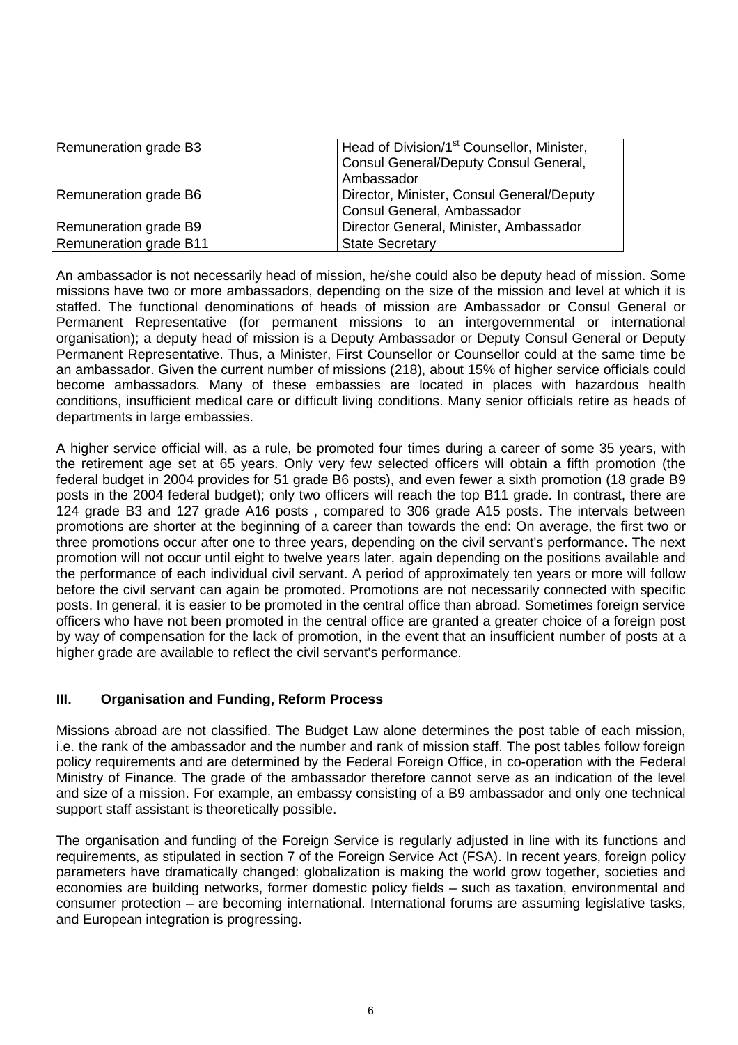| Remuneration grade B3 | Head of Division/1st Counsellor, Minister, Consul General/Deputy Consul General, Ambassador |
|---|---|
| Remuneration grade B6 | Director, Minister, Consul General/Deputy Consul General, Ambassador |
| Remuneration grade B9 | Director General, Minister, Ambassador |
| Remuneration grade B11 | State Secretary |

An ambassador is not necessarily head of mission, he/she could also be deputy head of mission. Some missions have two or more ambassadors, depending on the size of the mission and level at which it is staffed. The functional denominations of heads of mission are Ambassador or Consul General or Permanent Representative (for permanent missions to an intergovernmental or international organisation); a deputy head of mission is a Deputy Ambassador or Deputy Consul General or Deputy Permanent Representative. Thus, a Minister, First Counsellor or Counsellor could at the same time be an ambassador. Given the current number of missions (218), about 15% of higher service officials could become ambassadors. Many of these embassies are located in places with hazardous health conditions, insufficient medical care or difficult living conditions. Many senior officials retire as heads of departments in large embassies.

A higher service official will, as a rule, be promoted four times during a career of some 35 years, with the retirement age set at 65 years. Only very few selected officers will obtain a fifth promotion (the federal budget in 2004 provides for 51 grade B6 posts), and even fewer a sixth promotion (18 grade B9 posts in the 2004 federal budget); only two officers will reach the top B11 grade. In contrast, there are 124 grade B3 and 127 grade A16 posts , compared to 306 grade A15 posts. The intervals between promotions are shorter at the beginning of a career than towards the end: On average, the first two or three promotions occur after one to three years, depending on the civil servant's performance. The next promotion will not occur until eight to twelve years later, again depending on the positions available and the performance of each individual civil servant. A period of approximately ten years or more will follow before the civil servant can again be promoted. Promotions are not necessarily connected with specific posts. In general, it is easier to be promoted in the central office than abroad. Sometimes foreign service officers who have not been promoted in the central office are granted a greater choice of a foreign post by way of compensation for the lack of promotion, in the event that an insufficient number of posts at a higher grade are available to reflect the civil servant's performance.

## III. Organisation and Funding, Reform Process

Missions abroad are not classified. The Budget Law alone determines the post table of each mission, i.e. the rank of the ambassador and the number and rank of mission staff. The post tables follow foreign policy requirements and are determined by the Federal Foreign Office, in co-operation with the Federal Ministry of Finance. The grade of the ambassador therefore cannot serve as an indication of the level and size of a mission. For example, an embassy consisting of a B9 ambassador and only one technical support staff assistant is theoretically possible.

The organisation and funding of the Foreign Service is regularly adjusted in line with its functions and requirements, as stipulated in section 7 of the Foreign Service Act (FSA). In recent years, foreign policy parameters have dramatically changed: globalization is making the world grow together, societies and economies are building networks, former domestic policy fields – such as taxation, environmental and consumer protection – are becoming international. International forums are assuming legislative tasks, and European integration is progressing.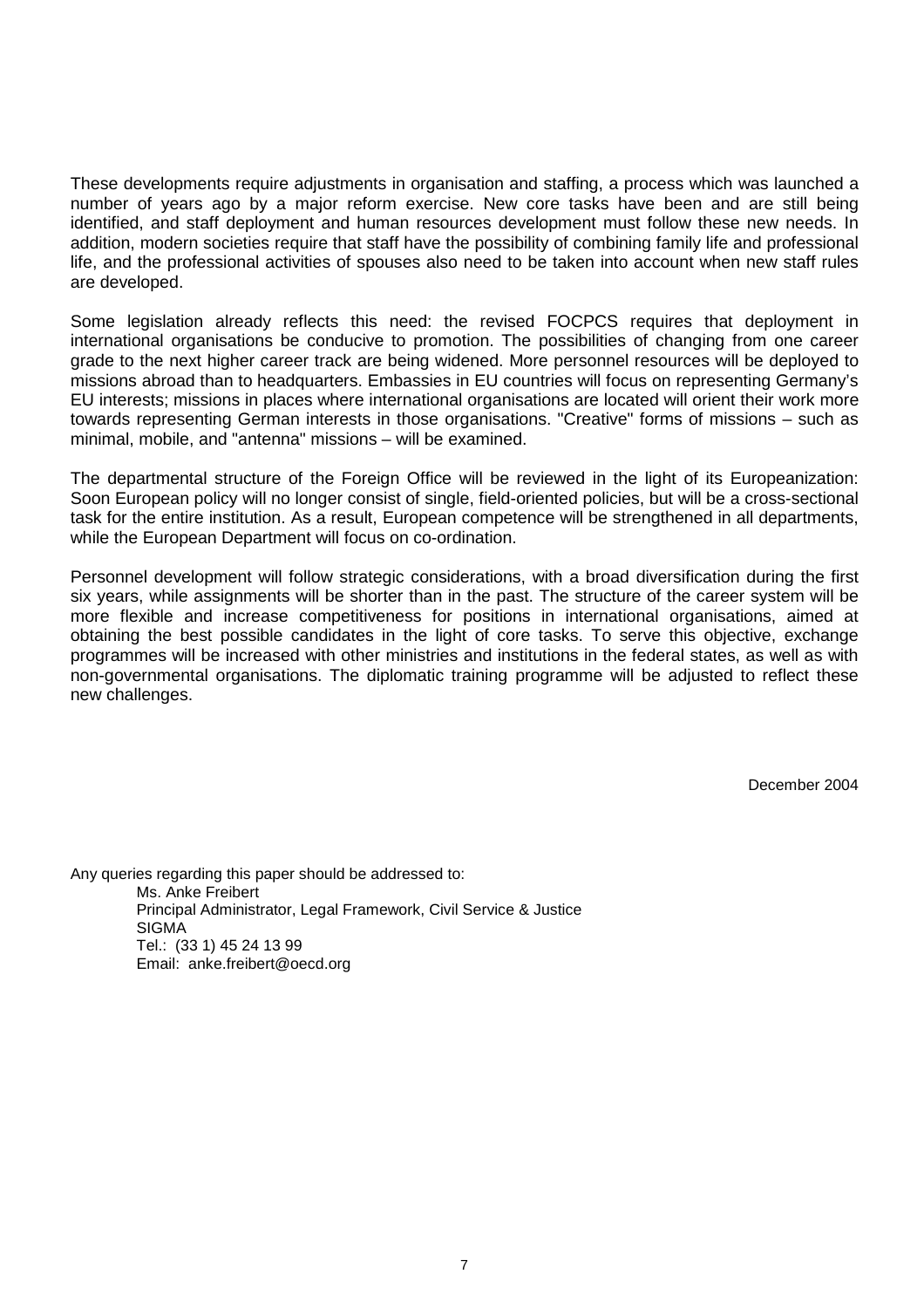These developments require adjustments in organisation and staffing, a process which was launched a number of years ago by a major reform exercise. New core tasks have been and are still being identified, and staff deployment and human resources development must follow these new needs. In addition, modern societies require that staff have the possibility of combining family life and professional life, and the professional activities of spouses also need to be taken into account when new staff rules are developed.

Some legislation already reflects this need: the revised FOCPCS requires that deployment in international organisations be conducive to promotion. The possibilities of changing from one career grade to the next higher career track are being widened. More personnel resources will be deployed to missions abroad than to headquarters. Embassies in EU countries will focus on representing Germany's EU interests; missions in places where international organisations are located will orient their work more towards representing German interests in those organisations. "Creative" forms of missions – such as minimal, mobile, and "antenna" missions – will be examined.

The departmental structure of the Foreign Office will be reviewed in the light of its Europeanization: Soon European policy will no longer consist of single, field-oriented policies, but will be a cross-sectional task for the entire institution. As a result, European competence will be strengthened in all departments, while the European Department will focus on co-ordination.

Personnel development will follow strategic considerations, with a broad diversification during the first six years, while assignments will be shorter than in the past. The structure of the career system will be more flexible and increase competitiveness for positions in international organisations, aimed at obtaining the best possible candidates in the light of core tasks. To serve this objective, exchange programmes will be increased with other ministries and institutions in the federal states, as well as with non-governmental organisations. The diplomatic training programme will be adjusted to reflect these new challenges.

December 2004

Any queries regarding this paper should be addressed to:

Ms. Anke Freibert
Principal Administrator, Legal Framework, Civil Service & Justice
SIGMA
Tel.: (33 1) 45 24 13 99
Email: anke.freibert@oecd.org